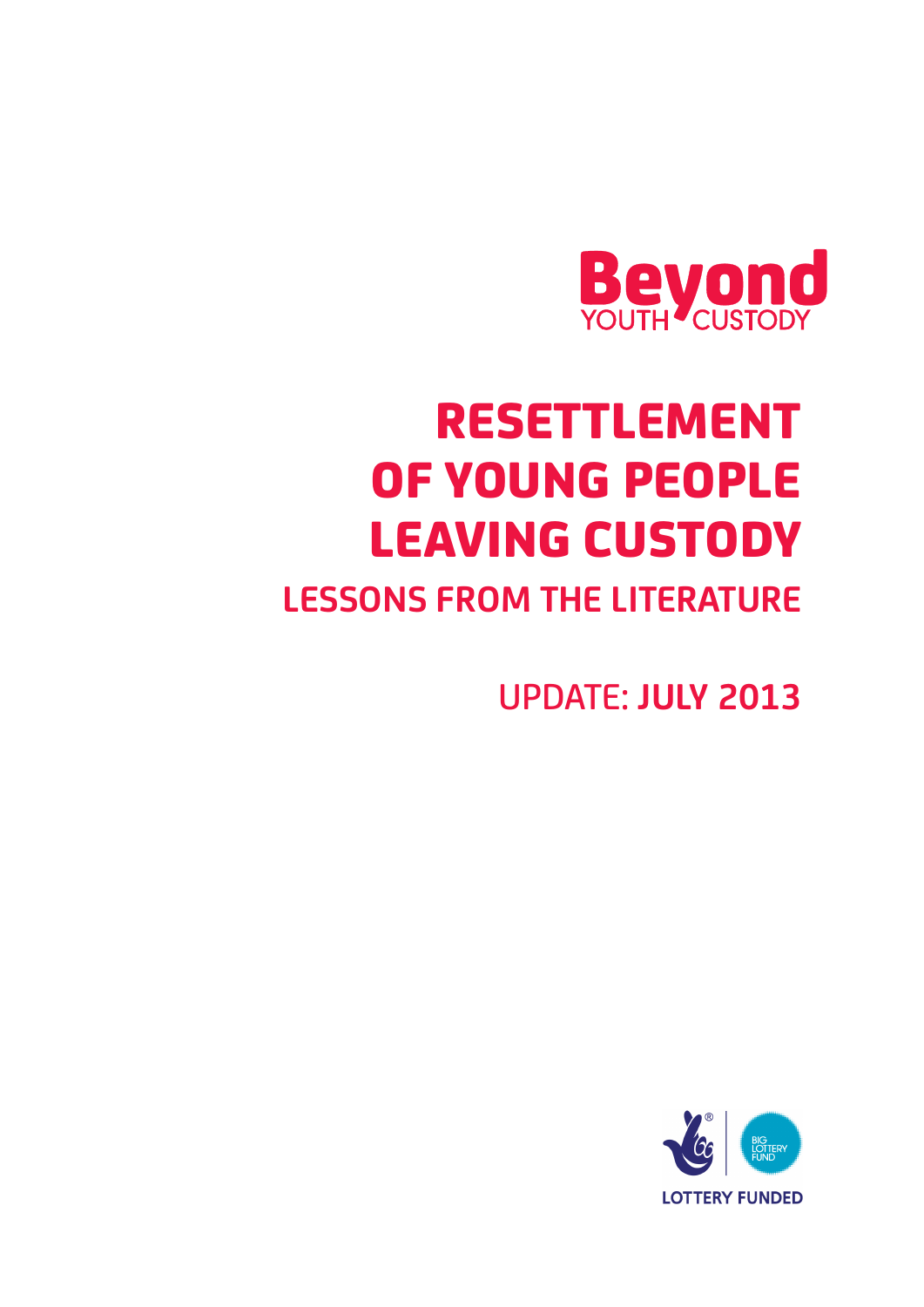Beyond YOUTH CUSTODY

# RESETTLEMENT OF YOUNG PEOPLE LEAVING CUSTODY

## LESSONS FROM THE LITERATURE

UPDATE: **JULY 2013**

BIG LOTTERY FUND

LOTTERY FUNDED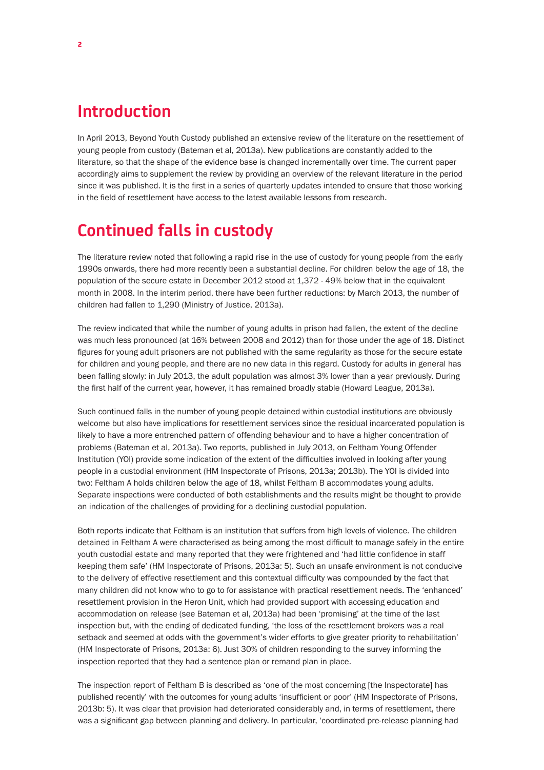## Introduction

In April 2013, Beyond Youth Custody published an extensive review of the literature on the resettlement of young people from custody (Bateman et al, 2013a). New publications are constantly added to the literature, so that the shape of the evidence base is changed incrementally over time. The current paper accordingly aims to supplement the review by providing an overview of the relevant literature in the period since it was published. It is the first in a series of quarterly updates intended to ensure that those working in the field of resettlement have access to the latest available lessons from research.

## Continued falls in custody

The literature review noted that following a rapid rise in the use of custody for young people from the early 1990s onwards, there had more recently been a substantial decline. For children below the age of 18, the population of the secure estate in December 2012 stood at 1,372 - 49% below that in the equivalent month in 2008. In the interim period, there have been further reductions: by March 2013, the number of children had fallen to 1,290 (Ministry of Justice, 2013a).

The review indicated that while the number of young adults in prison had fallen, the extent of the decline was much less pronounced (at 16% between 2008 and 2012) than for those under the age of 18. Distinct figures for young adult prisoners are not published with the same regularity as those for the secure estate for children and young people, and there are no new data in this regard. Custody for adults in general has been falling slowly: in July 2013, the adult population was almost 3% lower than a year previously. During the first half of the current year, however, it has remained broadly stable (Howard League, 2013a).

Such continued falls in the number of young people detained within custodial institutions are obviously welcome but also have implications for resettlement services since the residual incarcerated population is likely to have a more entrenched pattern of offending behaviour and to have a higher concentration of problems (Bateman et al, 2013a). Two reports, published in July 2013, on Feltham Young Offender Institution (YOI) provide some indication of the extent of the difficulties involved in looking after young people in a custodial environment (HM Inspectorate of Prisons, 2013a; 2013b). The YOI is divided into two: Feltham A holds children below the age of 18, whilst Feltham B accommodates young adults. Separate inspections were conducted of both establishments and the results might be thought to provide an indication of the challenges of providing for a declining custodial population.

Both reports indicate that Feltham is an institution that suffers from high levels of violence. The children detained in Feltham A were characterised as being among the most difficult to manage safely in the entire youth custodial estate and many reported that they were frightened and 'had little confidence in staff keeping them safe' (HM Inspectorate of Prisons, 2013a: 5). Such an unsafe environment is not conducive to the delivery of effective resettlement and this contextual difficulty was compounded by the fact that many children did not know who to go to for assistance with practical resettlement needs. The 'enhanced' resettlement provision in the Heron Unit, which had provided support with accessing education and accommodation on release (see Bateman et al, 2013a) had been 'promising' at the time of the last inspection but, with the ending of dedicated funding, 'the loss of the resettlement brokers was a real setback and seemed at odds with the government's wider efforts to give greater priority to rehabilitation' (HM Inspectorate of Prisons, 2013a: 6). Just 30% of children responding to the survey informing the inspection reported that they had a sentence plan or remand plan in place.

The inspection report of Feltham B is described as 'one of the most concerning [the Inspectorate] has published recently' with the outcomes for young adults 'insufficient or poor' (HM Inspectorate of Prisons, 2013b: 5). It was clear that provision had deteriorated considerably and, in terms of resettlement, there was a significant gap between planning and delivery. In particular, 'coordinated pre-release planning had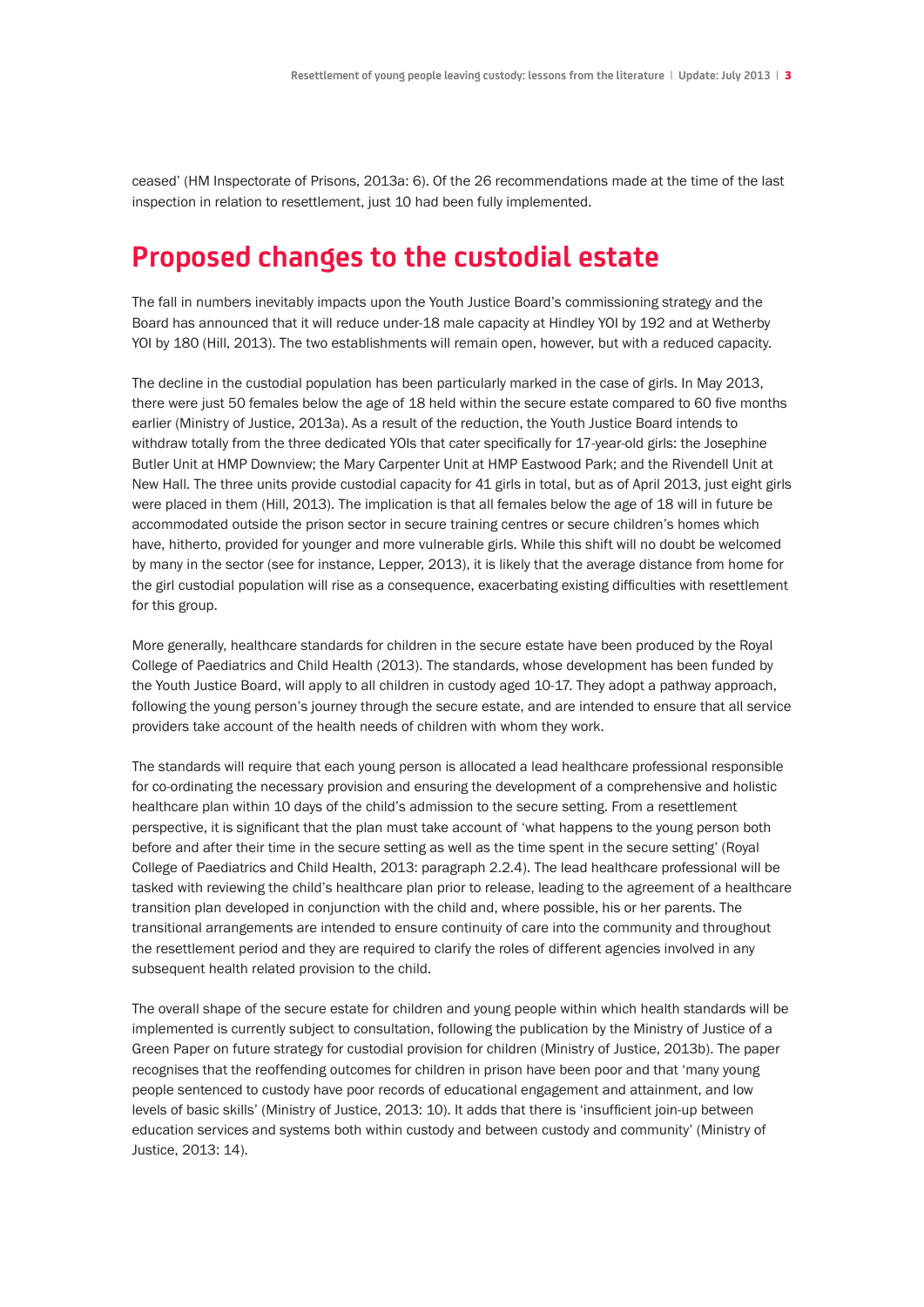ceased' (HM Inspectorate of Prisons, 2013a: 6). Of the 26 recommendations made at the time of the last inspection in relation to resettlement, just 10 had been fully implemented.

## Proposed changes to the custodial estate

The fall in numbers inevitably impacts upon the Youth Justice Board's commissioning strategy and the Board has announced that it will reduce under-18 male capacity at Hindley YOI by 192 and at Wetherby YOI by 180 (Hill, 2013). The two establishments will remain open, however, but with a reduced capacity.

The decline in the custodial population has been particularly marked in the case of girls. In May 2013, there were just 50 females below the age of 18 held within the secure estate compared to 60 five months earlier (Ministry of Justice, 2013a). As a result of the reduction, the Youth Justice Board intends to withdraw totally from the three dedicated YOIs that cater specifically for 17-year-old girls: the Josephine Butler Unit at HMP Downview; the Mary Carpenter Unit at HMP Eastwood Park; and the Rivendell Unit at New Hall. The three units provide custodial capacity for 41 girls in total, but as of April 2013, just eight girls were placed in them (Hill, 2013). The implication is that all females below the age of 18 will in future be accommodated outside the prison sector in secure training centres or secure children's homes which have, hitherto, provided for younger and more vulnerable girls. While this shift will no doubt be welcomed by many in the sector (see for instance, Lepper, 2013), it is likely that the average distance from home for the girl custodial population will rise as a consequence, exacerbating existing difficulties with resettlement for this group.

More generally, healthcare standards for children in the secure estate have been produced by the Royal College of Paediatrics and Child Health (2013). The standards, whose development has been funded by the Youth Justice Board, will apply to all children in custody aged 10-17. They adopt a pathway approach, following the young person's journey through the secure estate, and are intended to ensure that all service providers take account of the health needs of children with whom they work.

The standards will require that each young person is allocated a lead healthcare professional responsible for co-ordinating the necessary provision and ensuring the development of a comprehensive and holistic healthcare plan within 10 days of the child's admission to the secure setting. From a resettlement perspective, it is significant that the plan must take account of 'what happens to the young person both before and after their time in the secure setting as well as the time spent in the secure setting' (Royal College of Paediatrics and Child Health, 2013: paragraph 2.2.4). The lead healthcare professional will be tasked with reviewing the child's healthcare plan prior to release, leading to the agreement of a healthcare transition plan developed in conjunction with the child and, where possible, his or her parents. The transitional arrangements are intended to ensure continuity of care into the community and throughout the resettlement period and they are required to clarify the roles of different agencies involved in any subsequent health related provision to the child.

The overall shape of the secure estate for children and young people within which health standards will be implemented is currently subject to consultation, following the publication by the Ministry of Justice of a Green Paper on future strategy for custodial provision for children (Ministry of Justice, 2013b). The paper recognises that the reoffending outcomes for children in prison have been poor and that 'many young people sentenced to custody have poor records of educational engagement and attainment, and low levels of basic skills' (Ministry of Justice, 2013: 10). It adds that there is 'insufficient join-up between education services and systems both within custody and between custody and community' (Ministry of Justice, 2013: 14).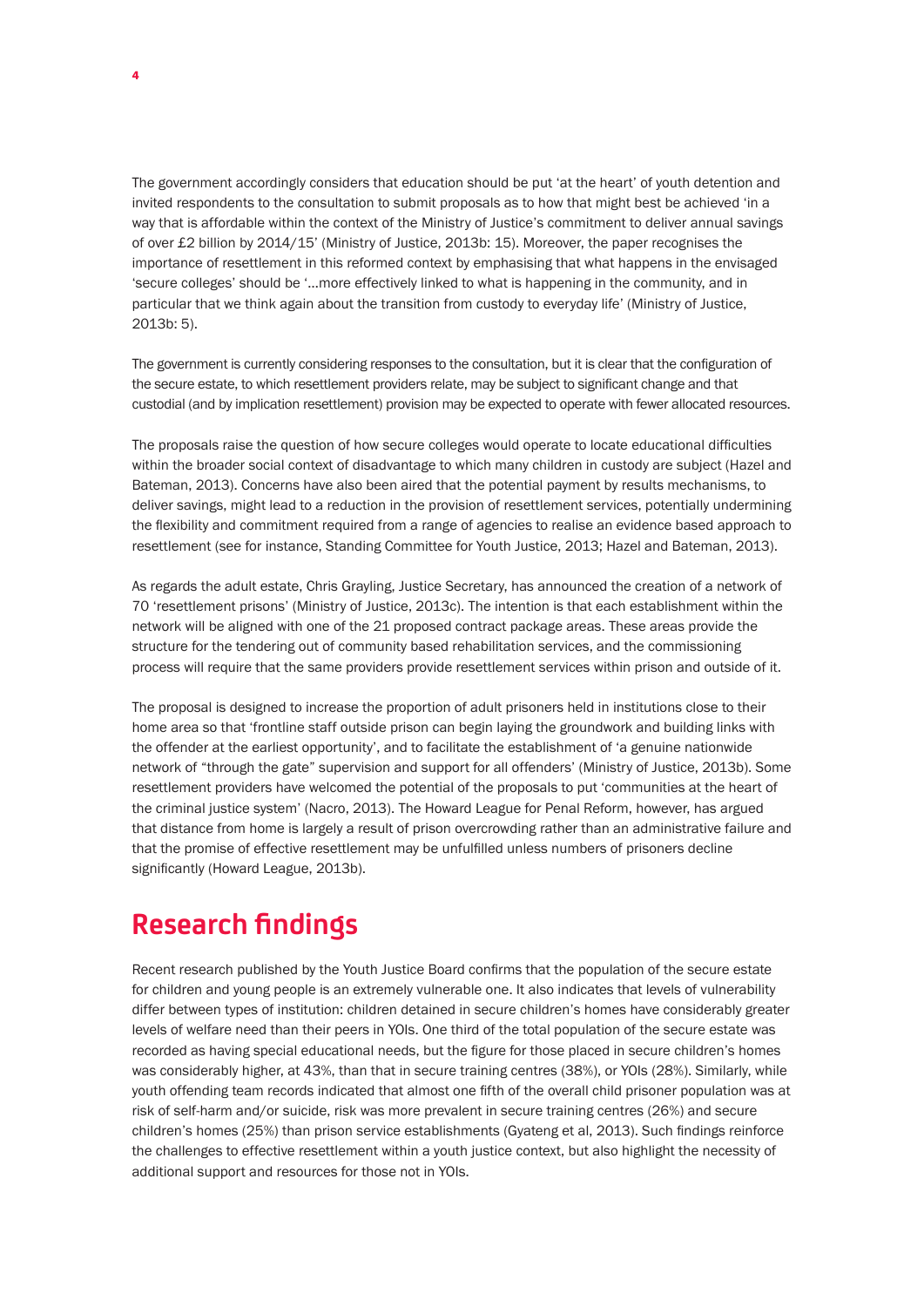The government accordingly considers that education should be put 'at the heart' of youth detention and invited respondents to the consultation to submit proposals as to how that might best be achieved 'in a way that is affordable within the context of the Ministry of Justice's commitment to deliver annual savings of over £2 billion by 2014/15' (Ministry of Justice, 2013b: 15). Moreover, the paper recognises the importance of resettlement in this reformed context by emphasising that what happens in the envisaged 'secure colleges' should be '…more effectively linked to what is happening in the community, and in particular that we think again about the transition from custody to everyday life' (Ministry of Justice, 2013b: 5).

The government is currently considering responses to the consultation, but it is clear that the configuration of the secure estate, to which resettlement providers relate, may be subject to significant change and that custodial (and by implication resettlement) provision may be expected to operate with fewer allocated resources.

The proposals raise the question of how secure colleges would operate to locate educational difficulties within the broader social context of disadvantage to which many children in custody are subject (Hazel and Bateman, 2013). Concerns have also been aired that the potential payment by results mechanisms, to deliver savings, might lead to a reduction in the provision of resettlement services, potentially undermining the flexibility and commitment required from a range of agencies to realise an evidence based approach to resettlement (see for instance, Standing Committee for Youth Justice, 2013; Hazel and Bateman, 2013).

As regards the adult estate, Chris Grayling, Justice Secretary, has announced the creation of a network of 70 'resettlement prisons' (Ministry of Justice, 2013c). The intention is that each establishment within the network will be aligned with one of the 21 proposed contract package areas. These areas provide the structure for the tendering out of community based rehabilitation services, and the commissioning process will require that the same providers provide resettlement services within prison and outside of it.

The proposal is designed to increase the proportion of adult prisoners held in institutions close to their home area so that 'frontline staff outside prison can begin laying the groundwork and building links with the offender at the earliest opportunity', and to facilitate the establishment of 'a genuine nationwide network of "through the gate" supervision and support for all offenders' (Ministry of Justice, 2013b). Some resettlement providers have welcomed the potential of the proposals to put 'communities at the heart of the criminal justice system' (Nacro, 2013). The Howard League for Penal Reform, however, has argued that distance from home is largely a result of prison overcrowding rather than an administrative failure and that the promise of effective resettlement may be unfulfilled unless numbers of prisoners decline significantly (Howard League, 2013b).

## Research findings

Recent research published by the Youth Justice Board confirms that the population of the secure estate for children and young people is an extremely vulnerable one. It also indicates that levels of vulnerability differ between types of institution: children detained in secure children's homes have considerably greater levels of welfare need than their peers in YOIs. One third of the total population of the secure estate was recorded as having special educational needs, but the figure for those placed in secure children's homes was considerably higher, at 43%, than that in secure training centres (38%), or YOIs (28%). Similarly, while youth offending team records indicated that almost one fifth of the overall child prisoner population was at risk of self-harm and/or suicide, risk was more prevalent in secure training centres (26%) and secure children's homes (25%) than prison service establishments (Gyateng et al, 2013). Such findings reinforce the challenges to effective resettlement within a youth justice context, but also highlight the necessity of additional support and resources for those not in YOIs.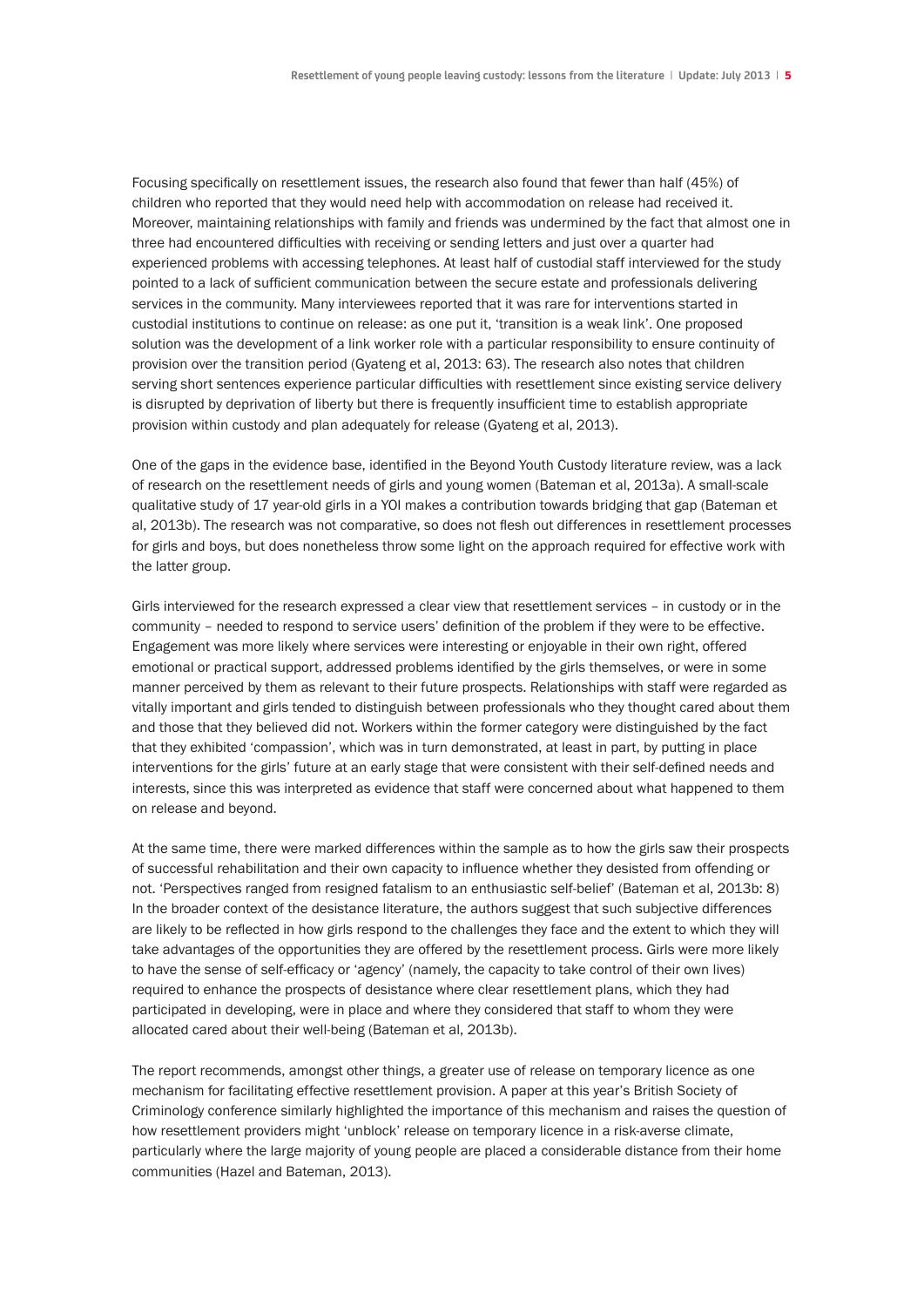Focusing specifically on resettlement issues, the research also found that fewer than half (45%) of children who reported that they would need help with accommodation on release had received it. Moreover, maintaining relationships with family and friends was undermined by the fact that almost one in three had encountered difficulties with receiving or sending letters and just over a quarter had experienced problems with accessing telephones. At least half of custodial staff interviewed for the study pointed to a lack of sufficient communication between the secure estate and professionals delivering services in the community. Many interviewees reported that it was rare for interventions started in custodial institutions to continue on release: as one put it, 'transition is a weak link'. One proposed solution was the development of a link worker role with a particular responsibility to ensure continuity of provision over the transition period (Gyateng et al, 2013: 63). The research also notes that children serving short sentences experience particular difficulties with resettlement since existing service delivery is disrupted by deprivation of liberty but there is frequently insufficient time to establish appropriate provision within custody and plan adequately for release (Gyateng et al, 2013).

One of the gaps in the evidence base, identified in the Beyond Youth Custody literature review, was a lack of research on the resettlement needs of girls and young women (Bateman et al, 2013a). A small-scale qualitative study of 17 year-old girls in a YOI makes a contribution towards bridging that gap (Bateman et al, 2013b). The research was not comparative, so does not flesh out differences in resettlement processes for girls and boys, but does nonetheless throw some light on the approach required for effective work with the latter group.

Girls interviewed for the research expressed a clear view that resettlement services – in custody or in the community – needed to respond to service users' definition of the problem if they were to be effective. Engagement was more likely where services were interesting or enjoyable in their own right, offered emotional or practical support, addressed problems identified by the girls themselves, or were in some manner perceived by them as relevant to their future prospects. Relationships with staff were regarded as vitally important and girls tended to distinguish between professionals who they thought cared about them and those that they believed did not. Workers within the former category were distinguished by the fact that they exhibited 'compassion', which was in turn demonstrated, at least in part, by putting in place interventions for the girls' future at an early stage that were consistent with their self-defined needs and interests, since this was interpreted as evidence that staff were concerned about what happened to them on release and beyond.

At the same time, there were marked differences within the sample as to how the girls saw their prospects of successful rehabilitation and their own capacity to influence whether they desisted from offending or not. 'Perspectives ranged from resigned fatalism to an enthusiastic self-belief' (Bateman et al, 2013b: 8) In the broader context of the desistance literature, the authors suggest that such subjective differences are likely to be reflected in how girls respond to the challenges they face and the extent to which they will take advantages of the opportunities they are offered by the resettlement process. Girls were more likely to have the sense of self-efficacy or 'agency' (namely, the capacity to take control of their own lives) required to enhance the prospects of desistance where clear resettlement plans, which they had participated in developing, were in place and where they considered that staff to whom they were allocated cared about their well-being (Bateman et al, 2013b).

The report recommends, amongst other things, a greater use of release on temporary licence as one mechanism for facilitating effective resettlement provision. A paper at this year's British Society of Criminology conference similarly highlighted the importance of this mechanism and raises the question of how resettlement providers might 'unblock' release on temporary licence in a risk-averse climate, particularly where the large majority of young people are placed a considerable distance from their home communities (Hazel and Bateman, 2013).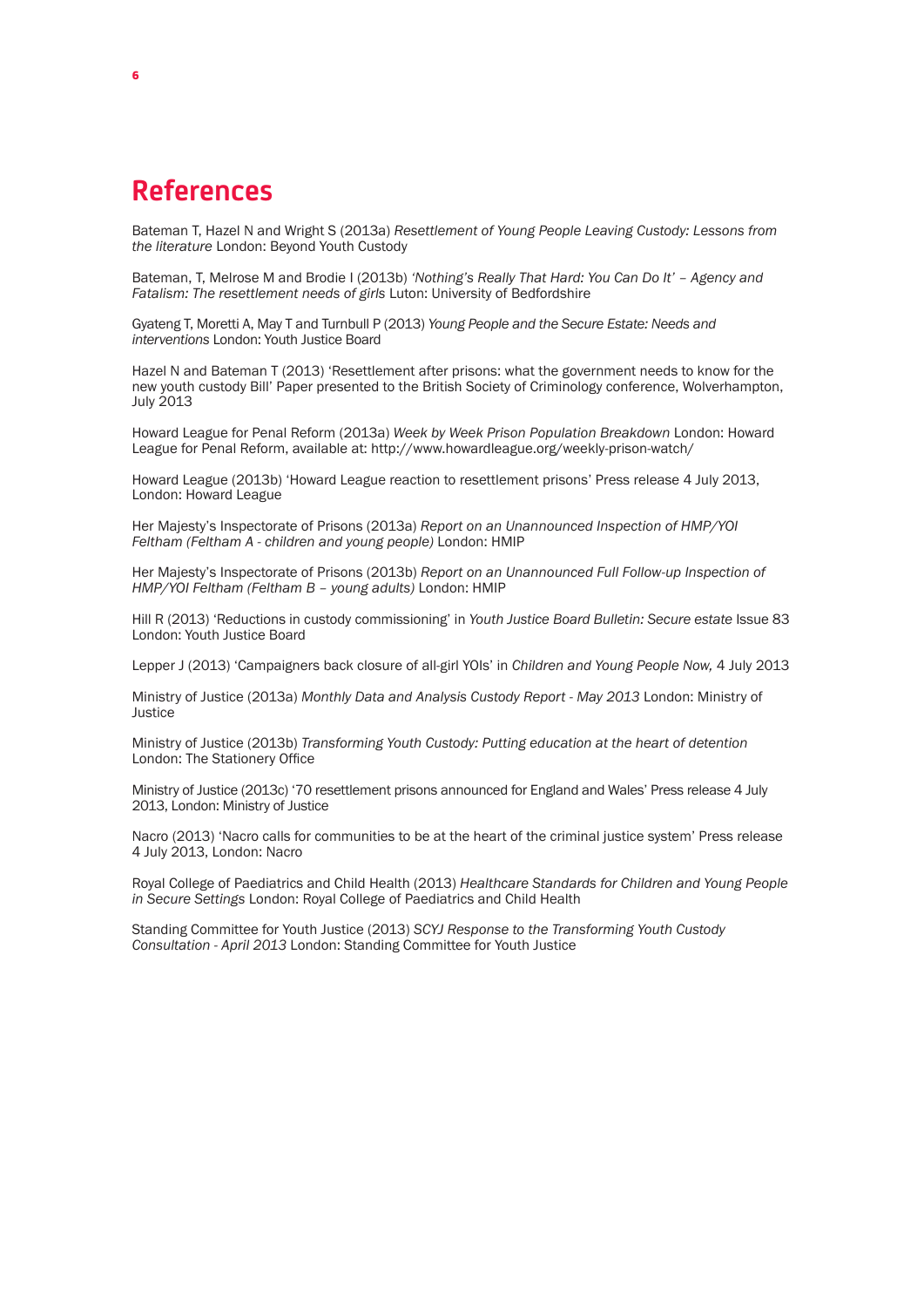# References

Bateman T, Hazel N and Wright S (2013a) *Resettlement of Young People Leaving Custody: Lessons from the literature* London: Beyond Youth Custody

Bateman, T, Melrose M and Brodie I (2013b) *'Nothing's Really That Hard: You Can Do It' – Agency and Fatalism: The resettlement needs of girls* Luton: University of Bedfordshire

Gyateng T, Moretti A, May T and Turnbull P (2013) *Young People and the Secure Estate: Needs and interventions* London: Youth Justice Board

Hazel N and Bateman T (2013) 'Resettlement after prisons: what the government needs to know for the new youth custody Bill' Paper presented to the British Society of Criminology conference, Wolverhampton, July 2013

Howard League for Penal Reform (2013a) *Week by Week Prison Population Breakdown* London: Howard League for Penal Reform, available at: http://www.howardleague.org/weekly-prison-watch/

Howard League (2013b) 'Howard League reaction to resettlement prisons' Press release 4 July 2013, London: Howard League

Her Majesty's Inspectorate of Prisons (2013a) *Report on an Unannounced Inspection of HMP/YOI Feltham (Feltham A - children and young people)* London: HMIP

Her Majesty's Inspectorate of Prisons (2013b) *Report on an Unannounced Full Follow-up Inspection of HMP/YOI Feltham (Feltham B – young adults)* London: HMIP

Hill R (2013) 'Reductions in custody commissioning' in *Youth Justice Board Bulletin: Secure estate* Issue 83 London: Youth Justice Board

Lepper J (2013) 'Campaigners back closure of all-girl YOIs' in *Children and Young People Now,* 4 July 2013

Ministry of Justice (2013a) *Monthly Data and Analysis Custody Report - May 2013* London: Ministry of Justice

Ministry of Justice (2013b) *Transforming Youth Custody: Putting education at the heart of detention* London: The Stationery Office

Ministry of Justice (2013c) '70 resettlement prisons announced for England and Wales' Press release 4 July 2013, London: Ministry of Justice

Nacro (2013) 'Nacro calls for communities to be at the heart of the criminal justice system' Press release 4 July 2013, London: Nacro

Royal College of Paediatrics and Child Health (2013) *Healthcare Standards for Children and Young People in Secure Settings* London: Royal College of Paediatrics and Child Health

Standing Committee for Youth Justice (2013) *SCYJ Response to the Transforming Youth Custody Consultation - April 2013* London: Standing Committee for Youth Justice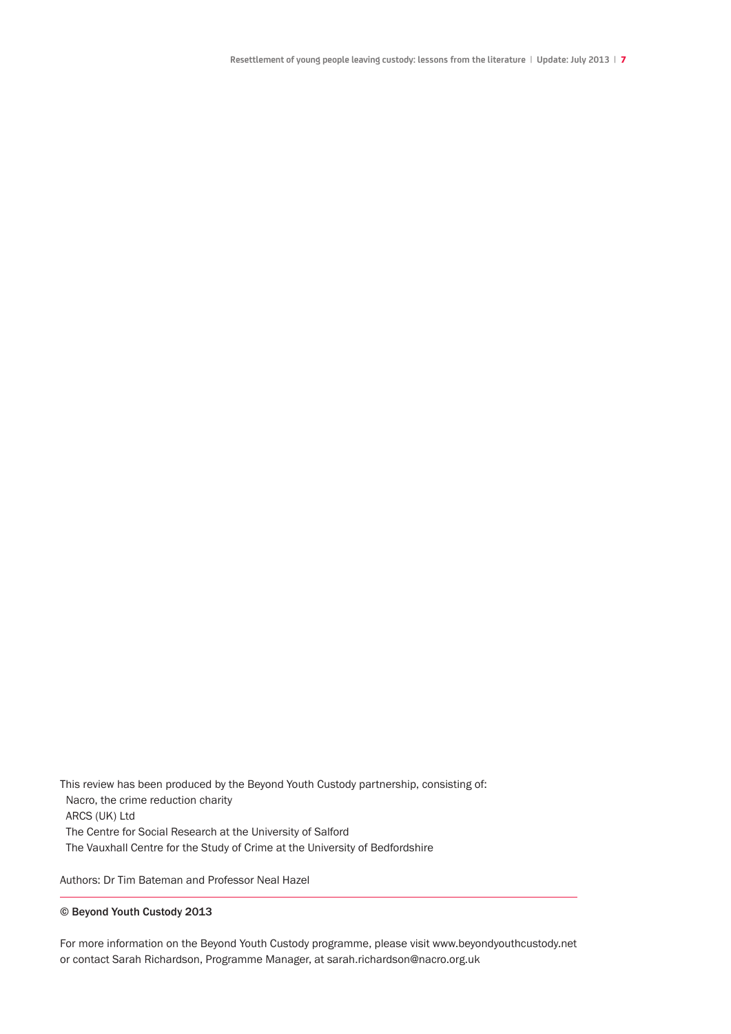This review has been produced by the Beyond Youth Custody partnership, consisting of:

Nacro, the crime reduction charity
ARCS (UK) Ltd
The Centre for Social Research at the University of Salford
The Vauxhall Centre for the Study of Crime at the University of Bedfordshire

Authors: Dr Tim Bateman and Professor Neal Hazel

---

**© Beyond Youth Custody 2013**

For more information on the Beyond Youth Custody programme, please visit www.beyondyouthcustody.net or contact Sarah Richardson, Programme Manager, at sarah.richardson@nacro.org.uk